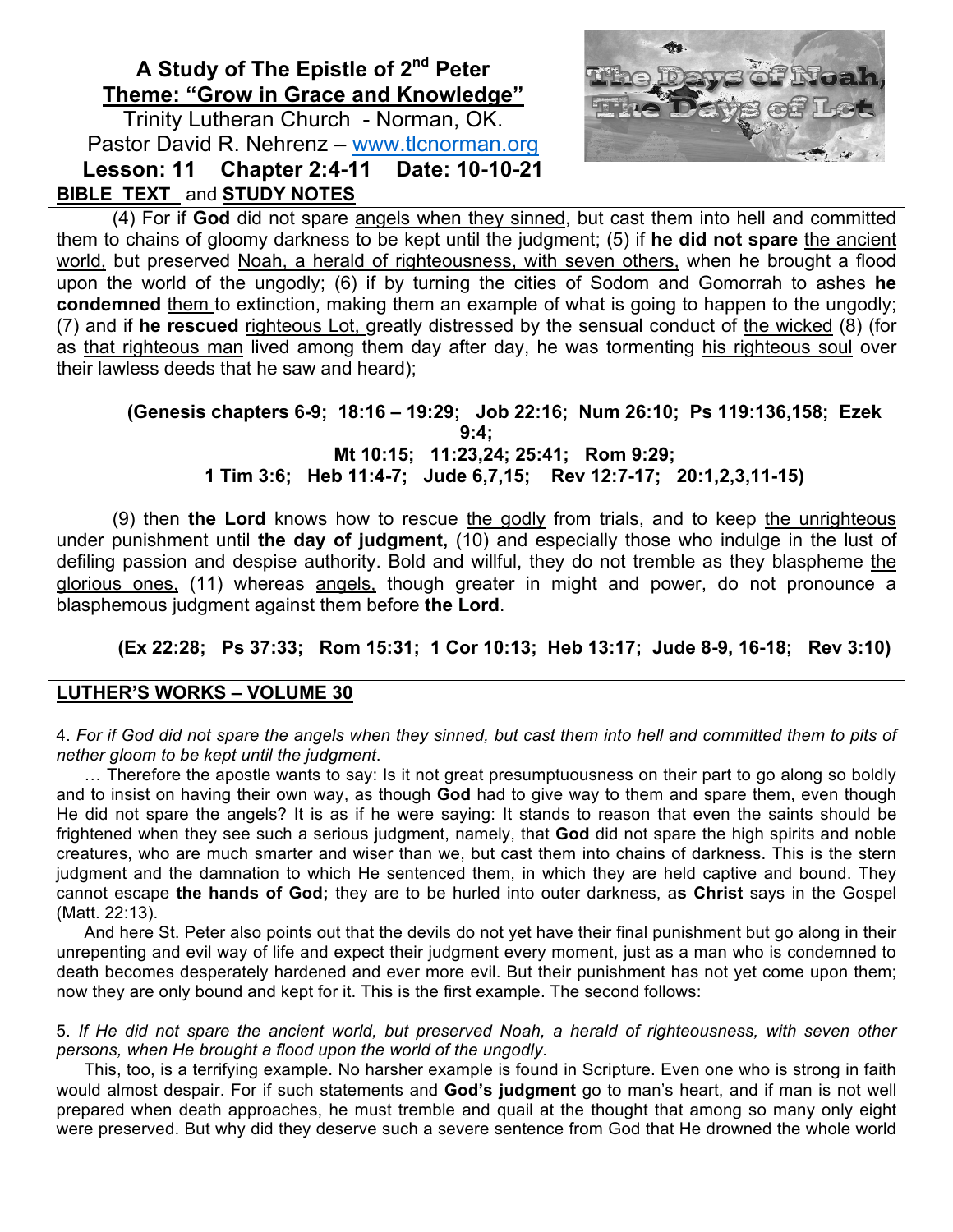# A Study of The Epistle of 2nd Peter

## Theme: "Grow in Grace and Knowledge"

Trinity Lutheran Church - Norman, OK.
Pastor David R. Nehrenz – www.tlcnorman.org

**Lesson: 11 Chapter 2:4-11 Date: 10-10-21**

**BIBLE TEXT and STUDY NOTES**

(4) For if **God** did not spare angels when they sinned, but cast them into hell and committed them to chains of gloomy darkness to be kept until the judgment; (5) if **he did not spare** the ancient world, but preserved Noah, a herald of righteousness, with seven others, when he brought a flood upon the world of the ungodly; (6) if by turning the cities of Sodom and Gomorrah to ashes **he condemned** them to extinction, making them an example of what is going to happen to the ungodly; (7) and if **he rescued** righteous Lot, greatly distressed by the sensual conduct of the wicked (8) (for as that righteous man lived among them day after day, he was tormenting his righteous soul over their lawless deeds that he saw and heard);

**(Genesis chapters 6-9; 18:16 – 19:29; Job 22:16; Num 26:10; Ps 119:136,158; Ezek 9:4; Mt 10:15; 11:23,24; 25:41; Rom 9:29; 1 Tim 3:6; Heb 11:4-7; Jude 6,7,15; Rev 12:7-17; 20:1,2,3,11-15)**

(9) then **the Lord** knows how to rescue the godly from trials, and to keep the unrighteous under punishment until **the day of judgment,** (10) and especially those who indulge in the lust of defiling passion and despise authority. Bold and willful, they do not tremble as they blaspheme the glorious ones, (11) whereas angels, though greater in might and power, do not pronounce a blasphemous judgment against them before **the Lord**.

**(Ex 22:28; Ps 37:33; Rom 15:31; 1 Cor 10:13; Heb 13:17; Jude 8-9, 16-18; Rev 3:10)**

**LUTHER'S WORKS – VOLUME 30**

4. *For if God did not spare the angels when they sinned, but cast them into hell and committed them to pits of nether gloom to be kept until the judgment*.

… Therefore the apostle wants to say: Is it not great presumptuousness on their part to go along so boldly and to insist on having their own way, as though **God** had to give way to them and spare them, even though He did not spare the angels? It is as if he were saying: It stands to reason that even the saints should be frightened when they see such a serious judgment, namely, that **God** did not spare the high spirits and noble creatures, who are much smarter and wiser than we, but cast them into chains of darkness. This is the stern judgment and the damnation to which He sentenced them, in which they are held captive and bound. They cannot escape **the hands of God;** they are to be hurled into outer darkness, a**s Christ** says in the Gospel (Matt. 22:13).

And here St. Peter also points out that the devils do not yet have their final punishment but go along in their unrepenting and evil way of life and expect their judgment every moment, just as a man who is condemned to death becomes desperately hardened and ever more evil. But their punishment has not yet come upon them; now they are only bound and kept for it. This is the first example. The second follows:

5. *If He did not spare the ancient world, but preserved Noah, a herald of righteousness, with seven other persons, when He brought a flood upon the world of the ungodly*.

This, too, is a terrifying example. No harsher example is found in Scripture. Even one who is strong in faith would almost despair. For if such statements and **God's judgment** go to man's heart, and if man is not well prepared when death approaches, he must tremble and quail at the thought that among so many only eight were preserved. But why did they deserve such a severe sentence from God that He drowned the whole world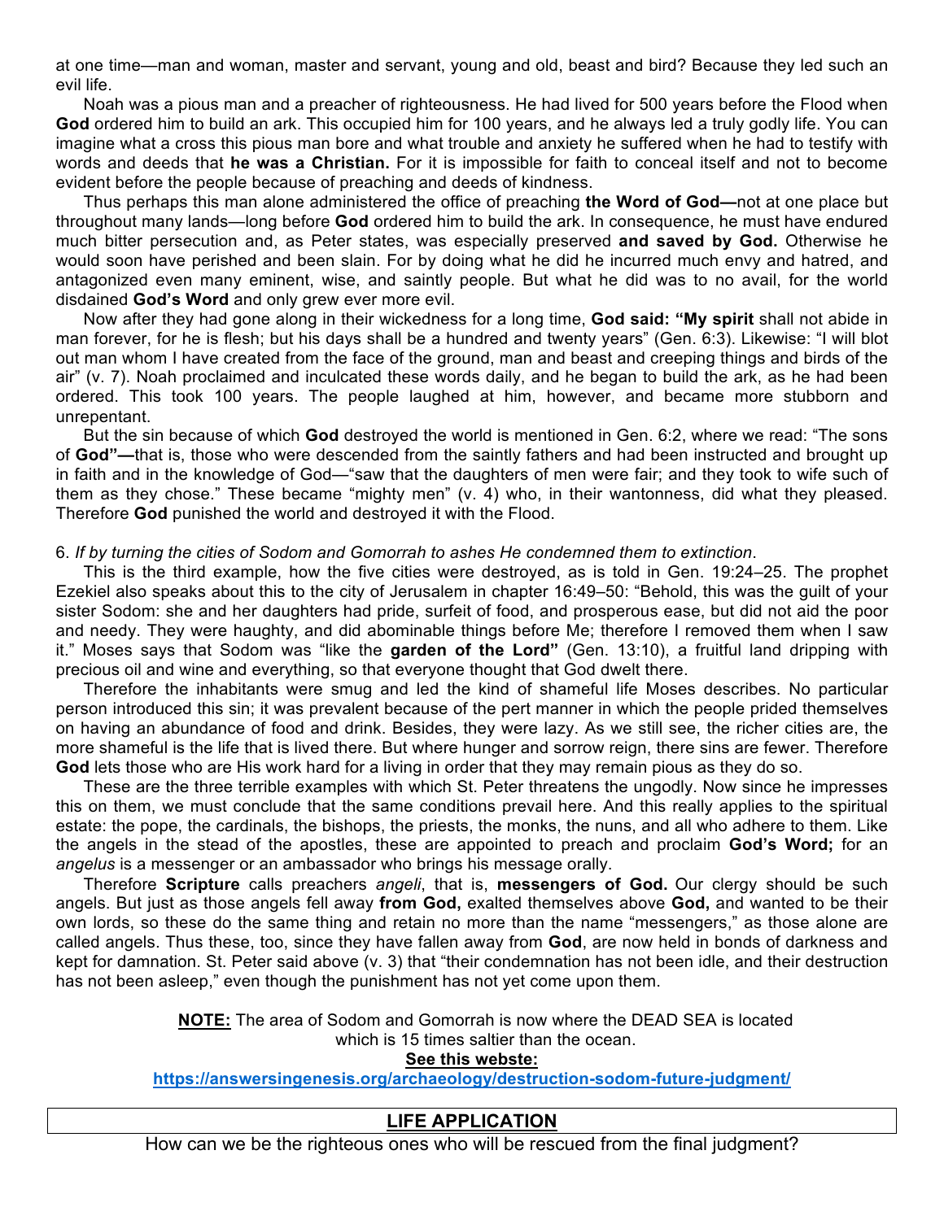at one time—man and woman, master and servant, young and old, beast and bird? Because they led such an evil life.

Noah was a pious man and a preacher of righteousness. He had lived for 500 years before the Flood when **God** ordered him to build an ark. This occupied him for 100 years, and he always led a truly godly life. You can imagine what a cross this pious man bore and what trouble and anxiety he suffered when he had to testify with words and deeds that **he was a Christian.** For it is impossible for faith to conceal itself and not to become evident before the people because of preaching and deeds of kindness.

Thus perhaps this man alone administered the office of preaching **the Word of God—**not at one place but throughout many lands—long before **God** ordered him to build the ark. In consequence, he must have endured much bitter persecution and, as Peter states, was especially preserved **and saved by God.** Otherwise he would soon have perished and been slain. For by doing what he did he incurred much envy and hatred, and antagonized even many eminent, wise, and saintly people. But what he did was to no avail, for the world disdained **God's Word** and only grew ever more evil.

Now after they had gone along in their wickedness for a long time, **God said: "My spirit** shall not abide in man forever, for he is flesh; but his days shall be a hundred and twenty years" (Gen. 6:3). Likewise: "I will blot out man whom I have created from the face of the ground, man and beast and creeping things and birds of the air" (v. 7). Noah proclaimed and inculcated these words daily, and he began to build the ark, as he had been ordered. This took 100 years. The people laughed at him, however, and became more stubborn and unrepentant.

But the sin because of which **God** destroyed the world is mentioned in Gen. 6:2, where we read: "The sons of **God"—**that is, those who were descended from the saintly fathers and had been instructed and brought up in faith and in the knowledge of God—"saw that the daughters of men were fair; and they took to wife such of them as they chose." These became "mighty men" (v. 4) who, in their wantonness, did what they pleased. Therefore **God** punished the world and destroyed it with the Flood.

6. *If by turning the cities of Sodom and Gomorrah to ashes He condemned them to extinction.*

This is the third example, how the five cities were destroyed, as is told in Gen. 19:24–25. The prophet Ezekiel also speaks about this to the city of Jerusalem in chapter 16:49–50: "Behold, this was the guilt of your sister Sodom: she and her daughters had pride, surfeit of food, and prosperous ease, but did not aid the poor and needy. They were haughty, and did abominable things before Me; therefore I removed them when I saw it." Moses says that Sodom was "like the **garden of the Lord"** (Gen. 13:10), a fruitful land dripping with precious oil and wine and everything, so that everyone thought that God dwelt there.

Therefore the inhabitants were smug and led the kind of shameful life Moses describes. No particular person introduced this sin; it was prevalent because of the pert manner in which the people prided themselves on having an abundance of food and drink. Besides, they were lazy. As we still see, the richer cities are, the more shameful is the life that is lived there. But where hunger and sorrow reign, there sins are fewer. Therefore **God** lets those who are His work hard for a living in order that they may remain pious as they do so.

These are the three terrible examples with which St. Peter threatens the ungodly. Now since he impresses this on them, we must conclude that the same conditions prevail here. And this really applies to the spiritual estate: the pope, the cardinals, the bishops, the priests, the monks, the nuns, and all who adhere to them. Like the angels in the stead of the apostles, these are appointed to preach and proclaim **God's Word;** for an *angelus* is a messenger or an ambassador who brings his message orally.

Therefore **Scripture** calls preachers *angeli*, that is, **messengers of God.** Our clergy should be such angels. But just as those angels fell away **from God,** exalted themselves above **God,** and wanted to be their own lords, so these do the same thing and retain no more than the name "messengers," as those alone are called angels. Thus these, too, since they have fallen away from **God**, are now held in bonds of darkness and kept for damnation. St. Peter said above (v. 3) that "their condemnation has not been idle, and their destruction has not been asleep," even though the punishment has not yet come upon them.

**NOTE:** The area of Sodom and Gomorrah is now where the DEAD SEA is located which is 15 times saltier than the ocean.

**See this webste:**

**https://answersingenesis.org/archaeology/destruction-sodom-future-judgment/**

## LIFE APPLICATION

How can we be the righteous ones who will be rescued from the final judgment?